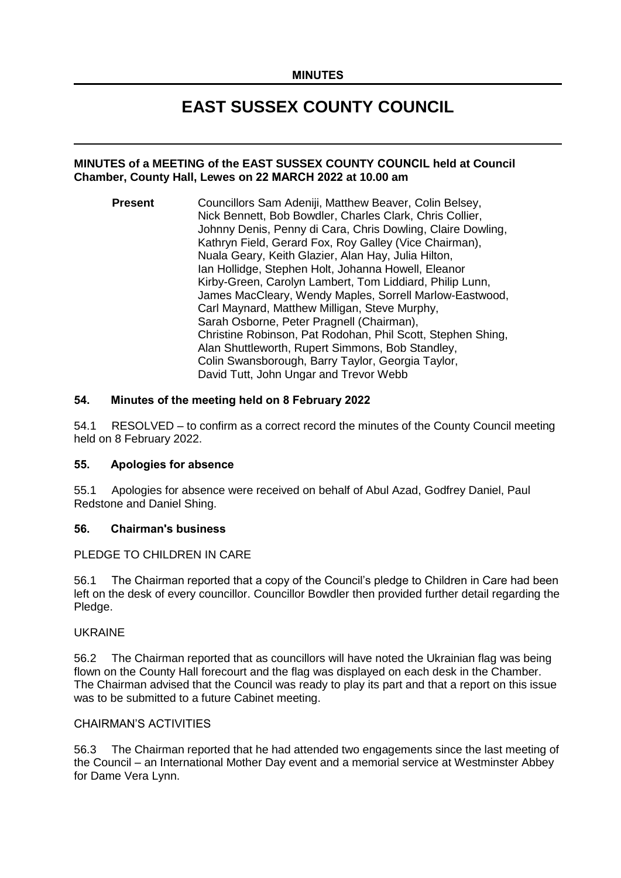**MINUTES**

# EAST SUSSEX COUNTY COUNCIL

**MINUTES of a MEETING of the EAST SUSSEX COUNTY COUNCIL held at Council Chamber, County Hall, Lewes on 22 MARCH 2022 at 10.00 am**

**Present** Councillors Sam Adeniji, Matthew Beaver, Colin Belsey, Nick Bennett, Bob Bowdler, Charles Clark, Chris Collier, Johnny Denis, Penny di Cara, Chris Dowling, Claire Dowling, Kathryn Field, Gerard Fox, Roy Galley (Vice Chairman), Nuala Geary, Keith Glazier, Alan Hay, Julia Hilton, Ian Hollidge, Stephen Holt, Johanna Howell, Eleanor Kirby-Green, Carolyn Lambert, Tom Liddiard, Philip Lunn, James MacCleary, Wendy Maples, Sorrell Marlow-Eastwood, Carl Maynard, Matthew Milligan, Steve Murphy, Sarah Osborne, Peter Pragnell (Chairman), Christine Robinson, Pat Rodohan, Phil Scott, Stephen Shing, Alan Shuttleworth, Rupert Simmons, Bob Standley, Colin Swansborough, Barry Taylor, Georgia Taylor, David Tutt, John Ungar and Trevor Webb

### 54. Minutes of the meeting held on 8 February 2022

54.1 RESOLVED – to confirm as a correct record the minutes of the County Council meeting held on 8 February 2022.

### 55. Apologies for absence

55.1 Apologies for absence were received on behalf of Abul Azad, Godfrey Daniel, Paul Redstone and Daniel Shing.

### 56. Chairman's business

PLEDGE TO CHILDREN IN CARE

56.1 The Chairman reported that a copy of the Council's pledge to Children in Care had been left on the desk of every councillor. Councillor Bowdler then provided further detail regarding the Pledge.

UKRAINE

56.2 The Chairman reported that as councillors will have noted the Ukrainian flag was being flown on the County Hall forecourt and the flag was displayed on each desk in the Chamber. The Chairman advised that the Council was ready to play its part and that a report on this issue was to be submitted to a future Cabinet meeting.

CHAIRMAN'S ACTIVITIES

56.3 The Chairman reported that he had attended two engagements since the last meeting of the Council – an International Mother Day event and a memorial service at Westminster Abbey for Dame Vera Lynn.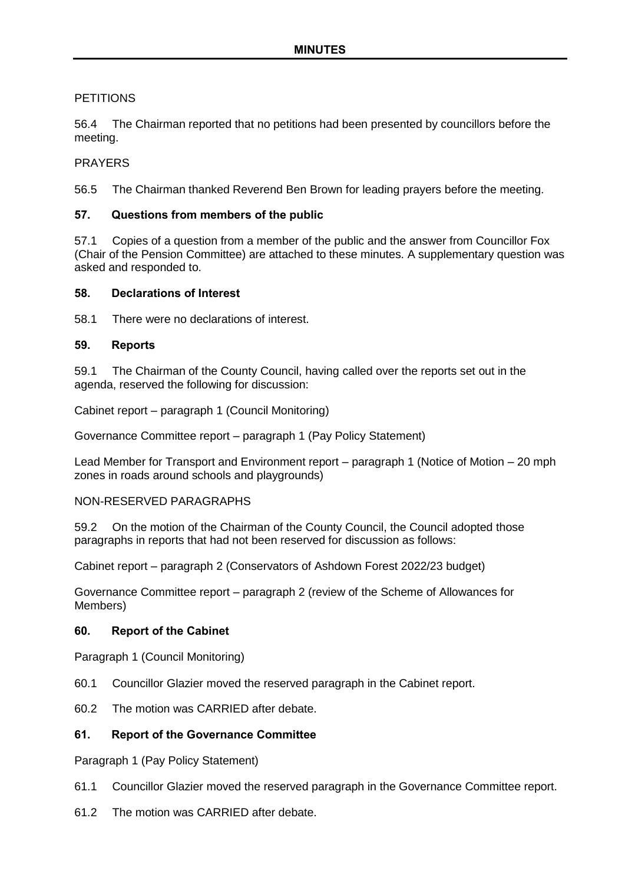# MINUTES

PETITIONS

56.4 The Chairman reported that no petitions had been presented by councillors before the meeting.

PRAYERS

56.5 The Chairman thanked Reverend Ben Brown for leading prayers before the meeting.

**57. Questions from members of the public**

57.1 Copies of a question from a member of the public and the answer from Councillor Fox (Chair of the Pension Committee) are attached to these minutes. A supplementary question was asked and responded to.

**58. Declarations of Interest**

58.1 There were no declarations of interest.

**59. Reports**

59.1 The Chairman of the County Council, having called over the reports set out in the agenda, reserved the following for discussion:

Cabinet report – paragraph 1 (Council Monitoring)

Governance Committee report – paragraph 1 (Pay Policy Statement)

Lead Member for Transport and Environment report – paragraph 1 (Notice of Motion – 20 mph zones in roads around schools and playgrounds)

NON-RESERVED PARAGRAPHS

59.2 On the motion of the Chairman of the County Council, the Council adopted those paragraphs in reports that had not been reserved for discussion as follows:

Cabinet report – paragraph 2 (Conservators of Ashdown Forest 2022/23 budget)

Governance Committee report – paragraph 2 (review of the Scheme of Allowances for Members)

**60. Report of the Cabinet**

Paragraph 1 (Council Monitoring)

60.1 Councillor Glazier moved the reserved paragraph in the Cabinet report.

60.2 The motion was CARRIED after debate.

**61. Report of the Governance Committee**

Paragraph 1 (Pay Policy Statement)

61.1 Councillor Glazier moved the reserved paragraph in the Governance Committee report.

61.2 The motion was CARRIED after debate.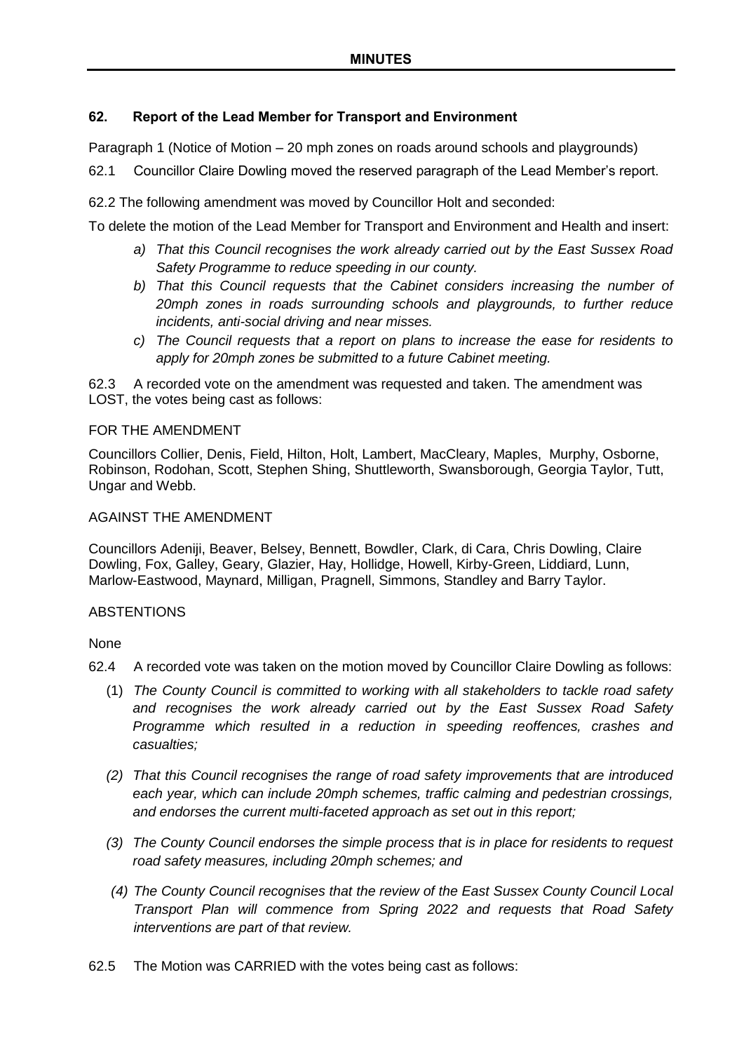**MINUTES**

## 62. Report of the Lead Member for Transport and Environment

Paragraph 1 (Notice of Motion – 20 mph zones on roads around schools and playgrounds)

62.1 Councillor Claire Dowling moved the reserved paragraph of the Lead Member's report.

62.2 The following amendment was moved by Councillor Holt and seconded:

To delete the motion of the Lead Member for Transport and Environment and Health and insert:

a) *That this Council recognises the work already carried out by the East Sussex Road Safety Programme to reduce speeding in our county.*
b) *That this Council requests that the Cabinet considers increasing the number of 20mph zones in roads surrounding schools and playgrounds, to further reduce incidents, anti-social driving and near misses.*
c) *The Council requests that a report on plans to increase the ease for residents to apply for 20mph zones be submitted to a future Cabinet meeting.*

62.3 A recorded vote on the amendment was requested and taken. The amendment was LOST, the votes being cast as follows:

FOR THE AMENDMENT

Councillors Collier, Denis, Field, Hilton, Holt, Lambert, MacCleary, Maples, Murphy, Osborne, Robinson, Rodohan, Scott, Stephen Shing, Shuttleworth, Swansborough, Georgia Taylor, Tutt, Ungar and Webb.

AGAINST THE AMENDMENT

Councillors Adeniji, Beaver, Belsey, Bennett, Bowdler, Clark, di Cara, Chris Dowling, Claire Dowling, Fox, Galley, Geary, Glazier, Hay, Hollidge, Howell, Kirby-Green, Liddiard, Lunn, Marlow-Eastwood, Maynard, Milligan, Pragnell, Simmons, Standley and Barry Taylor.

ABSTENTIONS

None

62.4 A recorded vote was taken on the motion moved by Councillor Claire Dowling as follows:

(1) *The County Council is committed to working with all stakeholders to tackle road safety and recognises the work already carried out by the East Sussex Road Safety Programme which resulted in a reduction in speeding reoffences, crashes and casualties;*

(2) *That this Council recognises the range of road safety improvements that are introduced each year, which can include 20mph schemes, traffic calming and pedestrian crossings, and endorses the current multi-faceted approach as set out in this report;*

(3) *The County Council endorses the simple process that is in place for residents to request road safety measures, including 20mph schemes; and*

(4) *The County Council recognises that the review of the East Sussex County Council Local Transport Plan will commence from Spring 2022 and requests that Road Safety interventions are part of that review.*

62.5 The Motion was CARRIED with the votes being cast as follows: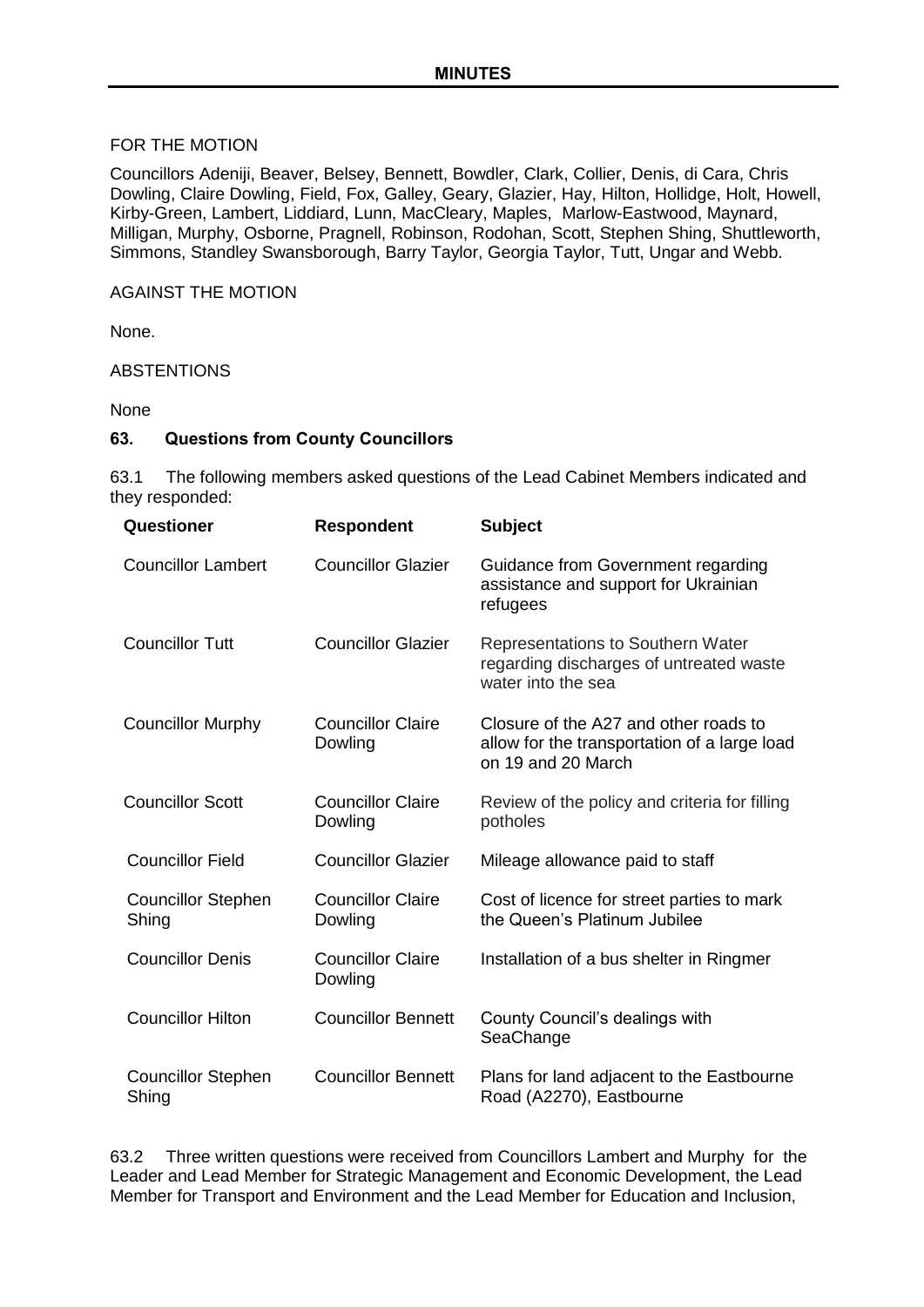FOR THE MOTION

Councillors Adeniji, Beaver, Belsey, Bennett, Bowdler, Clark, Collier, Denis, di Cara, Chris Dowling, Claire Dowling, Field, Fox, Galley, Geary, Glazier, Hay, Hilton, Hollidge, Holt, Howell, Kirby-Green, Lambert, Liddiard, Lunn, MacCleary, Maples, Marlow-Eastwood, Maynard, Milligan, Murphy, Osborne, Pragnell, Robinson, Rodohan, Scott, Stephen Shing, Shuttleworth, Simmons, Standley Swansborough, Barry Taylor, Georgia Taylor, Tutt, Ungar and Webb.

AGAINST THE MOTION

None.

ABSTENTIONS

None

## 63. Questions from County Councillors

63.1 The following members asked questions of the Lead Cabinet Members indicated and they responded:

| Questioner | Respondent | Subject |
|---|---|---|
| Councillor Lambert | Councillor Glazier | Guidance from Government regarding assistance and support for Ukrainian refugees |
| Councillor Tutt | Councillor Glazier | Representations to Southern Water regarding discharges of untreated waste water into the sea |
| Councillor Murphy | Councillor Claire Dowling | Closure of the A27 and other roads to allow for the transportation of a large load on 19 and 20 March |
| Councillor Scott | Councillor Claire Dowling | Review of the policy and criteria for filling potholes |
| Councillor Field | Councillor Glazier | Mileage allowance paid to staff |
| Councillor Stephen Shing | Councillor Claire Dowling | Cost of licence for street parties to mark the Queen's Platinum Jubilee |
| Councillor Denis | Councillor Claire Dowling | Installation of a bus shelter in Ringmer |
| Councillor Hilton | Councillor Bennett | County Council's dealings with SeaChange |
| Councillor Stephen Shing | Councillor Bennett | Plans for land adjacent to the Eastbourne Road (A2270), Eastbourne |

63.2 Three written questions were received from Councillors Lambert and Murphy for the Leader and Lead Member for Strategic Management and Economic Development, the Lead Member for Transport and Environment and the Lead Member for Education and Inclusion,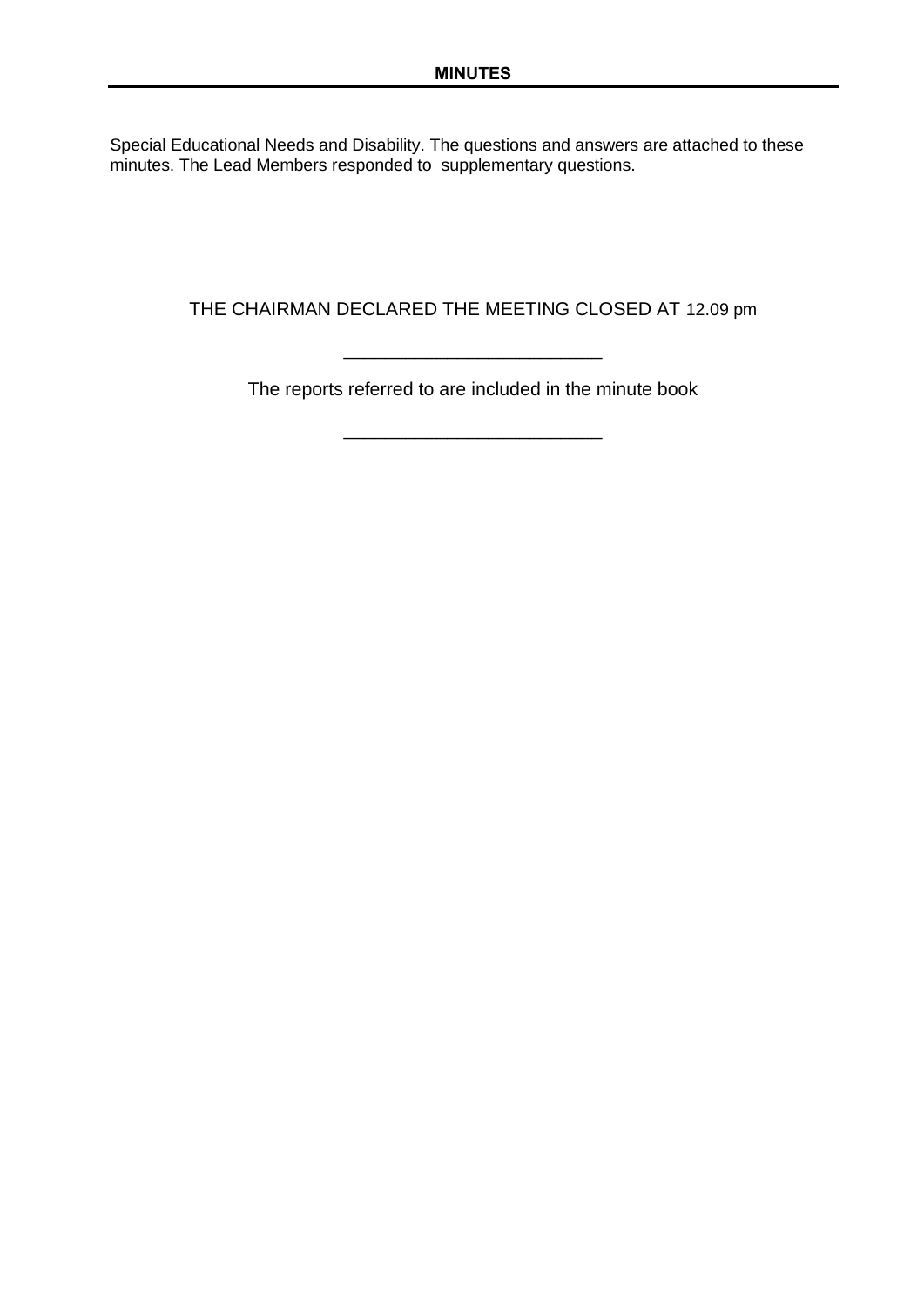Special Educational Needs and Disability. The questions and answers are attached to these minutes. The Lead Members responded to supplementary questions.

THE CHAIRMAN DECLARED THE MEETING CLOSED AT 12.09 pm

\_\_\_\_\_\_\_\_\_\_\_\_\_\_\_\_\_\_\_\_\_\_\_\_\_

The reports referred to are included in the minute book

\_\_\_\_\_\_\_\_\_\_\_\_\_\_\_\_\_\_\_\_\_\_\_\_\_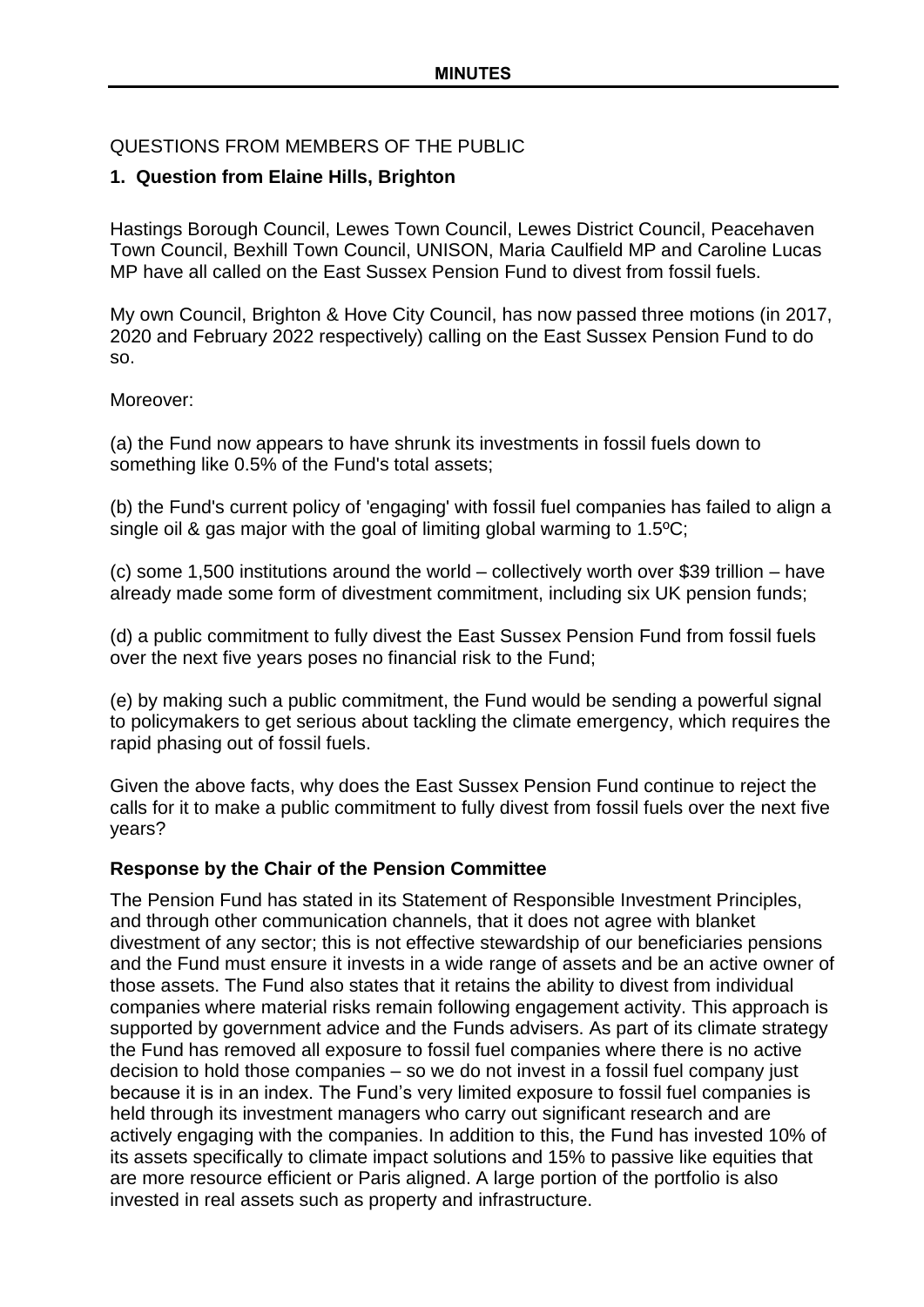QUESTIONS FROM MEMBERS OF THE PUBLIC

## 1. Question from Elaine Hills, Brighton

Hastings Borough Council, Lewes Town Council, Lewes District Council, Peacehaven Town Council, Bexhill Town Council, UNISON, Maria Caulfield MP and Caroline Lucas MP have all called on the East Sussex Pension Fund to divest from fossil fuels.

My own Council, Brighton & Hove City Council, has now passed three motions (in 2017, 2020 and February 2022 respectively) calling on the East Sussex Pension Fund to do so.

Moreover:

(a) the Fund now appears to have shrunk its investments in fossil fuels down to something like 0.5% of the Fund's total assets;

(b) the Fund's current policy of 'engaging' with fossil fuel companies has failed to align a single oil & gas major with the goal of limiting global warming to 1.5ºC;

(c) some 1,500 institutions around the world – collectively worth over $39 trillion – have already made some form of divestment commitment, including six UK pension funds;

(d) a public commitment to fully divest the East Sussex Pension Fund from fossil fuels over the next five years poses no financial risk to the Fund;

(e) by making such a public commitment, the Fund would be sending a powerful signal to policymakers to get serious about tackling the climate emergency, which requires the rapid phasing out of fossil fuels.

Given the above facts, why does the East Sussex Pension Fund continue to reject the calls for it to make a public commitment to fully divest from fossil fuels over the next five years?

**Response by the Chair of the Pension Committee**

The Pension Fund has stated in its Statement of Responsible Investment Principles, and through other communication channels, that it does not agree with blanket divestment of any sector; this is not effective stewardship of our beneficiaries pensions and the Fund must ensure it invests in a wide range of assets and be an active owner of those assets. The Fund also states that it retains the ability to divest from individual companies where material risks remain following engagement activity. This approach is supported by government advice and the Funds advisers. As part of its climate strategy the Fund has removed all exposure to fossil fuel companies where there is no active decision to hold those companies – so we do not invest in a fossil fuel company just because it is in an index. The Fund's very limited exposure to fossil fuel companies is held through its investment managers who carry out significant research and are actively engaging with the companies. In addition to this, the Fund has invested 10% of its assets specifically to climate impact solutions and 15% to passive like equities that are more resource efficient or Paris aligned. A large portion of the portfolio is also invested in real assets such as property and infrastructure.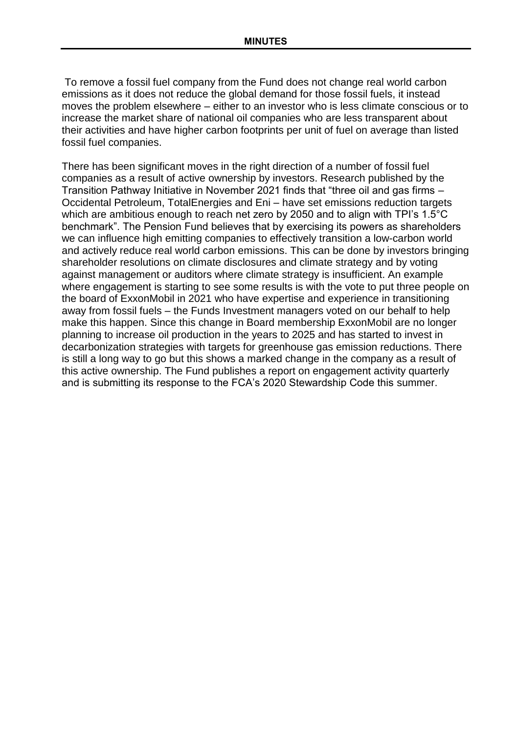To remove a fossil fuel company from the Fund does not change real world carbon emissions as it does not reduce the global demand for those fossil fuels, it instead moves the problem elsewhere – either to an investor who is less climate conscious or to increase the market share of national oil companies who are less transparent about their activities and have higher carbon footprints per unit of fuel on average than listed fossil fuel companies.

There has been significant moves in the right direction of a number of fossil fuel companies as a result of active ownership by investors. Research published by the Transition Pathway Initiative in November 2021 finds that "three oil and gas firms – Occidental Petroleum, TotalEnergies and Eni – have set emissions reduction targets which are ambitious enough to reach net zero by 2050 and to align with TPI's 1.5°C benchmark". The Pension Fund believes that by exercising its powers as shareholders we can influence high emitting companies to effectively transition a low-carbon world and actively reduce real world carbon emissions. This can be done by investors bringing shareholder resolutions on climate disclosures and climate strategy and by voting against management or auditors where climate strategy is insufficient. An example where engagement is starting to see some results is with the vote to put three people on the board of ExxonMobil in 2021 who have expertise and experience in transitioning away from fossil fuels – the Funds Investment managers voted on our behalf to help make this happen. Since this change in Board membership ExxonMobil are no longer planning to increase oil production in the years to 2025 and has started to invest in decarbonization strategies with targets for greenhouse gas emission reductions. There is still a long way to go but this shows a marked change in the company as a result of this active ownership. The Fund publishes a report on engagement activity quarterly and is submitting its response to the FCA's 2020 Stewardship Code this summer.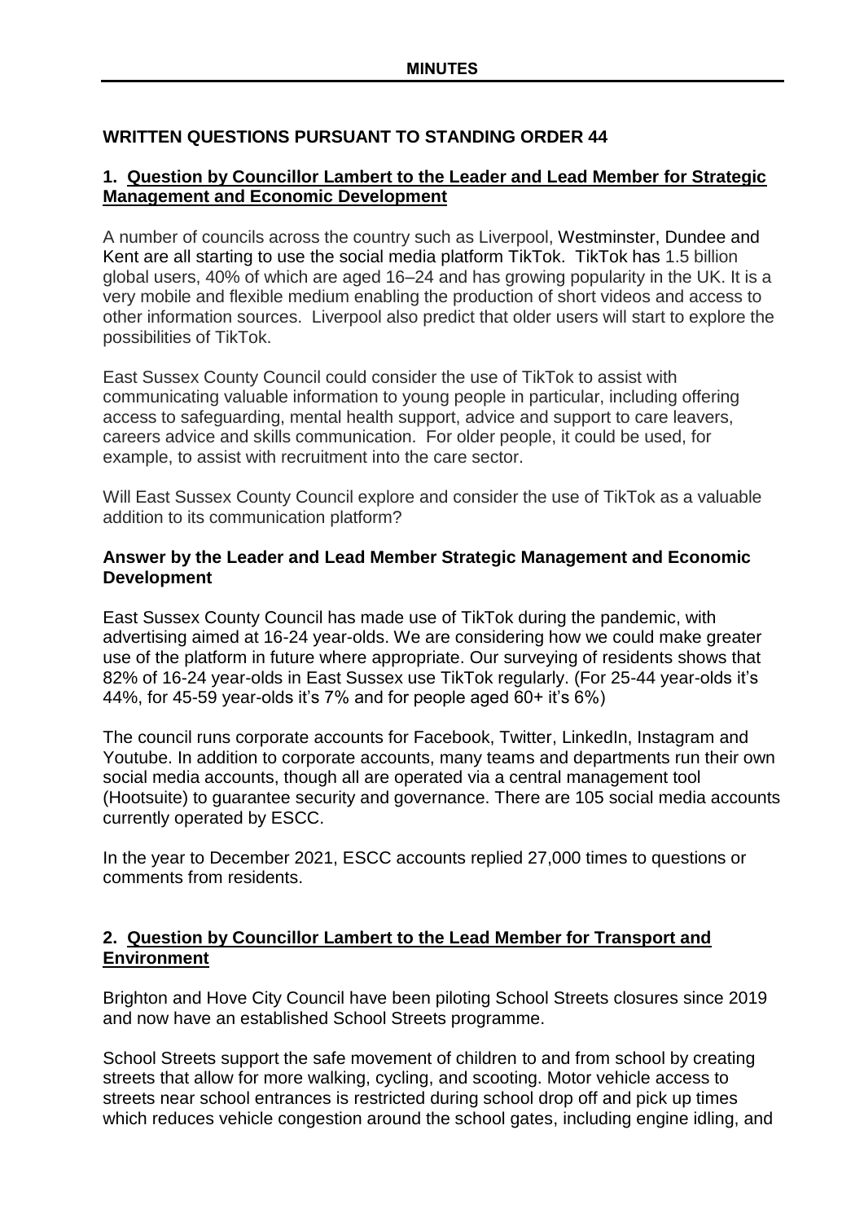## WRITTEN QUESTIONS PURSUANT TO STANDING ORDER 44

### 1. Question by Councillor Lambert to the Leader and Lead Member for Strategic Management and Economic Development

A number of councils across the country such as Liverpool, Westminster, Dundee and Kent are all starting to use the social media platform TikTok. TikTok has 1.5 billion global users, 40% of which are aged 16–24 and has growing popularity in the UK. It is a very mobile and flexible medium enabling the production of short videos and access to other information sources. Liverpool also predict that older users will start to explore the possibilities of TikTok.

East Sussex County Council could consider the use of TikTok to assist with communicating valuable information to young people in particular, including offering access to safeguarding, mental health support, advice and support to care leavers, careers advice and skills communication. For older people, it could be used, for example, to assist with recruitment into the care sector.

Will East Sussex County Council explore and consider the use of TikTok as a valuable addition to its communication platform?

**Answer by the Leader and Lead Member Strategic Management and Economic Development**

East Sussex County Council has made use of TikTok during the pandemic, with advertising aimed at 16-24 year-olds. We are considering how we could make greater use of the platform in future where appropriate. Our surveying of residents shows that 82% of 16-24 year-olds in East Sussex use TikTok regularly. (For 25-44 year-olds it's 44%, for 45-59 year-olds it's 7% and for people aged 60+ it's 6%)

The council runs corporate accounts for Facebook, Twitter, LinkedIn, Instagram and Youtube. In addition to corporate accounts, many teams and departments run their own social media accounts, though all are operated via a central management tool (Hootsuite) to guarantee security and governance. There are 105 social media accounts currently operated by ESCC.

In the year to December 2021, ESCC accounts replied 27,000 times to questions or comments from residents.

### 2. Question by Councillor Lambert to the Lead Member for Transport and Environment

Brighton and Hove City Council have been piloting School Streets closures since 2019 and now have an established School Streets programme.

School Streets support the safe movement of children to and from school by creating streets that allow for more walking, cycling, and scooting. Motor vehicle access to streets near school entrances is restricted during school drop off and pick up times which reduces vehicle congestion around the school gates, including engine idling, and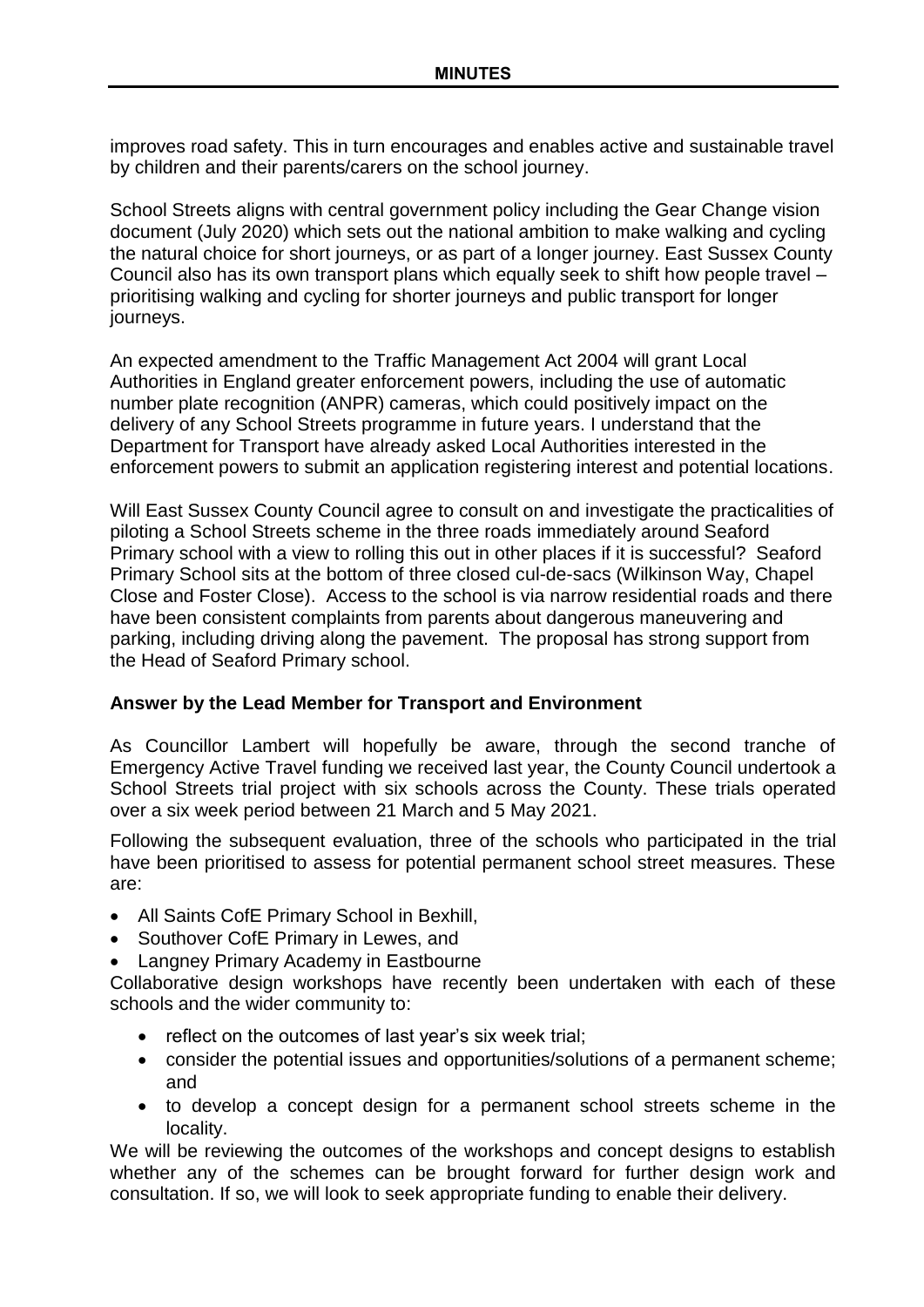improves road safety. This in turn encourages and enables active and sustainable travel by children and their parents/carers on the school journey.

School Streets aligns with central government policy including the Gear Change vision document (July 2020) which sets out the national ambition to make walking and cycling the natural choice for short journeys, or as part of a longer journey. East Sussex County Council also has its own transport plans which equally seek to shift how people travel – prioritising walking and cycling for shorter journeys and public transport for longer journeys.

An expected amendment to the Traffic Management Act 2004 will grant Local Authorities in England greater enforcement powers, including the use of automatic number plate recognition (ANPR) cameras, which could positively impact on the delivery of any School Streets programme in future years. I understand that the Department for Transport have already asked Local Authorities interested in the enforcement powers to submit an application registering interest and potential locations.

Will East Sussex County Council agree to consult on and investigate the practicalities of piloting a School Streets scheme in the three roads immediately around Seaford Primary school with a view to rolling this out in other places if it is successful? Seaford Primary School sits at the bottom of three closed cul-de-sacs (Wilkinson Way, Chapel Close and Foster Close). Access to the school is via narrow residential roads and there have been consistent complaints from parents about dangerous maneuvering and parking, including driving along the pavement. The proposal has strong support from the Head of Seaford Primary school.

**Answer by the Lead Member for Transport and Environment**

As Councillor Lambert will hopefully be aware, through the second tranche of Emergency Active Travel funding we received last year, the County Council undertook a School Streets trial project with six schools across the County. These trials operated over a six week period between 21 March and 5 May 2021.

Following the subsequent evaluation, three of the schools who participated in the trial have been prioritised to assess for potential permanent school street measures. These are:

- All Saints CofE Primary School in Bexhill,
- Southover CofE Primary in Lewes, and
- Langney Primary Academy in Eastbourne

Collaborative design workshops have recently been undertaken with each of these schools and the wider community to:

- reflect on the outcomes of last year's six week trial;
- consider the potential issues and opportunities/solutions of a permanent scheme; and
- to develop a concept design for a permanent school streets scheme in the locality.

We will be reviewing the outcomes of the workshops and concept designs to establish whether any of the schemes can be brought forward for further design work and consultation. If so, we will look to seek appropriate funding to enable their delivery.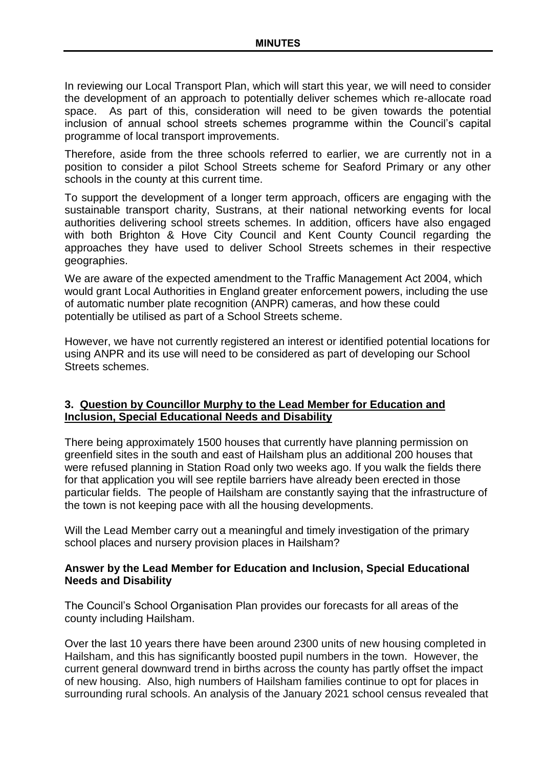In reviewing our Local Transport Plan, which will start this year, we will need to consider the development of an approach to potentially deliver schemes which re-allocate road space. As part of this, consideration will need to be given towards the potential inclusion of annual school streets schemes programme within the Council's capital programme of local transport improvements.

Therefore, aside from the three schools referred to earlier, we are currently not in a position to consider a pilot School Streets scheme for Seaford Primary or any other schools in the county at this current time.

To support the development of a longer term approach, officers are engaging with the sustainable transport charity, Sustrans, at their national networking events for local authorities delivering school streets schemes. In addition, officers have also engaged with both Brighton & Hove City Council and Kent County Council regarding the approaches they have used to deliver School Streets schemes in their respective geographies.

We are aware of the expected amendment to the Traffic Management Act 2004, which would grant Local Authorities in England greater enforcement powers, including the use of automatic number plate recognition (ANPR) cameras, and how these could potentially be utilised as part of a School Streets scheme.

However, we have not currently registered an interest or identified potential locations for using ANPR and its use will need to be considered as part of developing our School Streets schemes.

## 3. Question by Councillor Murphy to the Lead Member for Education and Inclusion, Special Educational Needs and Disability

There being approximately 1500 houses that currently have planning permission on greenfield sites in the south and east of Hailsham plus an additional 200 houses that were refused planning in Station Road only two weeks ago. If you walk the fields there for that application you will see reptile barriers have already been erected in those particular fields. The people of Hailsham are constantly saying that the infrastructure of the town is not keeping pace with all the housing developments.

Will the Lead Member carry out a meaningful and timely investigation of the primary school places and nursery provision places in Hailsham?

**Answer by the Lead Member for Education and Inclusion, Special Educational Needs and Disability**

The Council's School Organisation Plan provides our forecasts for all areas of the county including Hailsham.

Over the last 10 years there have been around 2300 units of new housing completed in Hailsham, and this has significantly boosted pupil numbers in the town. However, the current general downward trend in births across the county has partly offset the impact of new housing. Also, high numbers of Hailsham families continue to opt for places in surrounding rural schools. An analysis of the January 2021 school census revealed that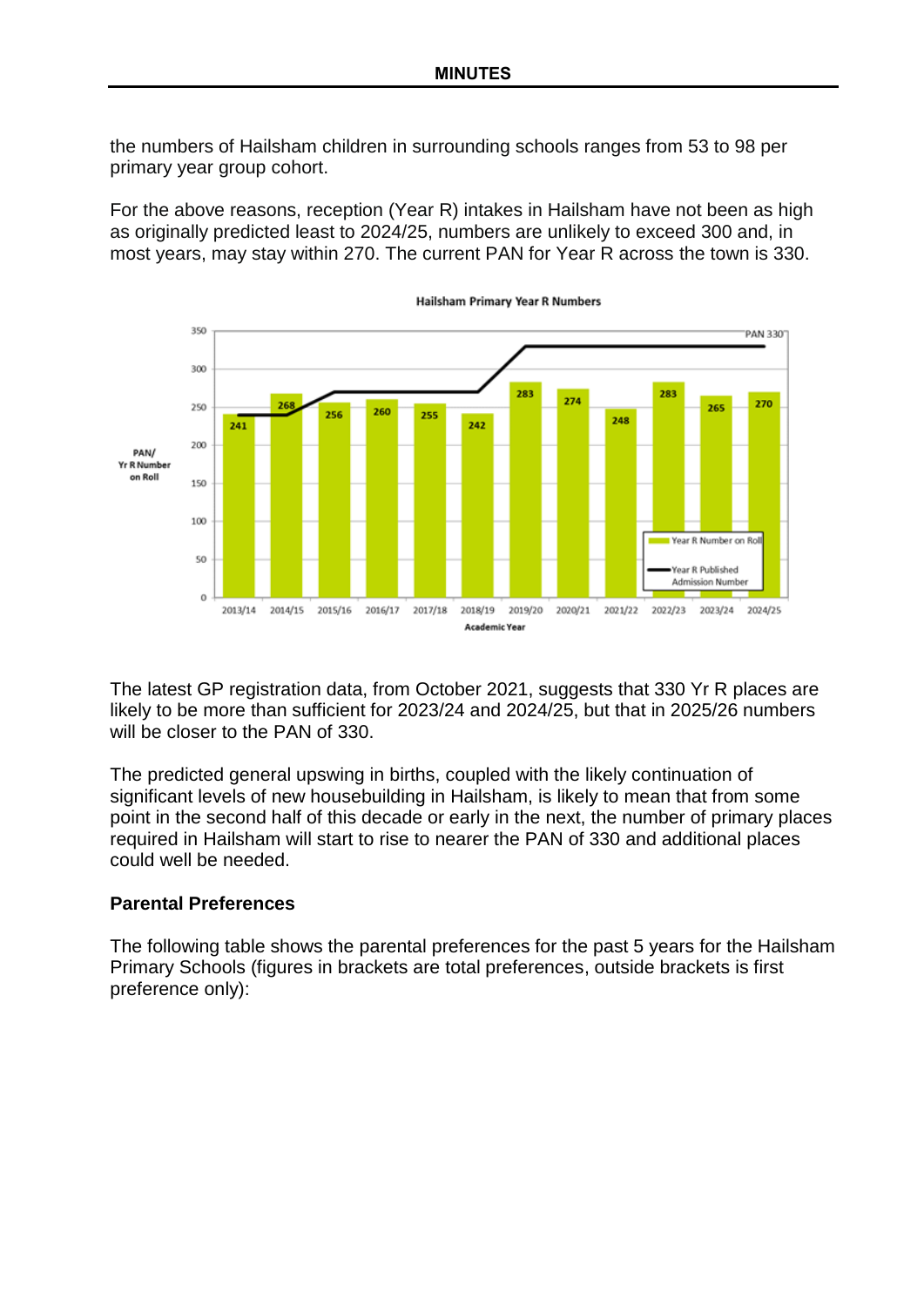the numbers of Hailsham children in surrounding schools ranges from 53 to 98 per primary year group cohort.

For the above reasons, reception (Year R) intakes in Hailsham have not been as high as originally predicted least to 2024/25, numbers are unlikely to exceed 300 and, in most years, may stay within 270. The current PAN for Year R across the town is 330.

**Hailsham Primary Year R Numbers**

| Academic Year | Year R Number on Roll | Year R Published Admission Number |
|---|---|---|
| 2013/14 | 241 | 240 |
| 2014/15 | 268 | 240 |
| 2015/16 | 256 | 270 |
| 2016/17 | 260 | 270 |
| 2017/18 | 255 | 270 |
| 2018/19 | 242 | 270 |
| 2019/20 | 283 | 330 |
| 2020/21 | 274 | 330 |
| 2021/22 | 248 | 330 |
| 2022/23 | 283 | 330 |
| 2023/24 | 265 | 330 |
| 2024/25 | 270 | 330 (PAN 330) |

The latest GP registration data, from October 2021, suggests that 330 Yr R places are likely to be more than sufficient for 2023/24 and 2024/25, but that in 2025/26 numbers will be closer to the PAN of 330.

The predicted general upswing in births, coupled with the likely continuation of significant levels of new housebuilding in Hailsham, is likely to mean that from some point in the second half of this decade or early in the next, the number of primary places required in Hailsham will start to rise to nearer the PAN of 330 and additional places could well be needed.

**Parental Preferences**

The following table shows the parental preferences for the past 5 years for the Hailsham Primary Schools (figures in brackets are total preferences, outside brackets is first preference only):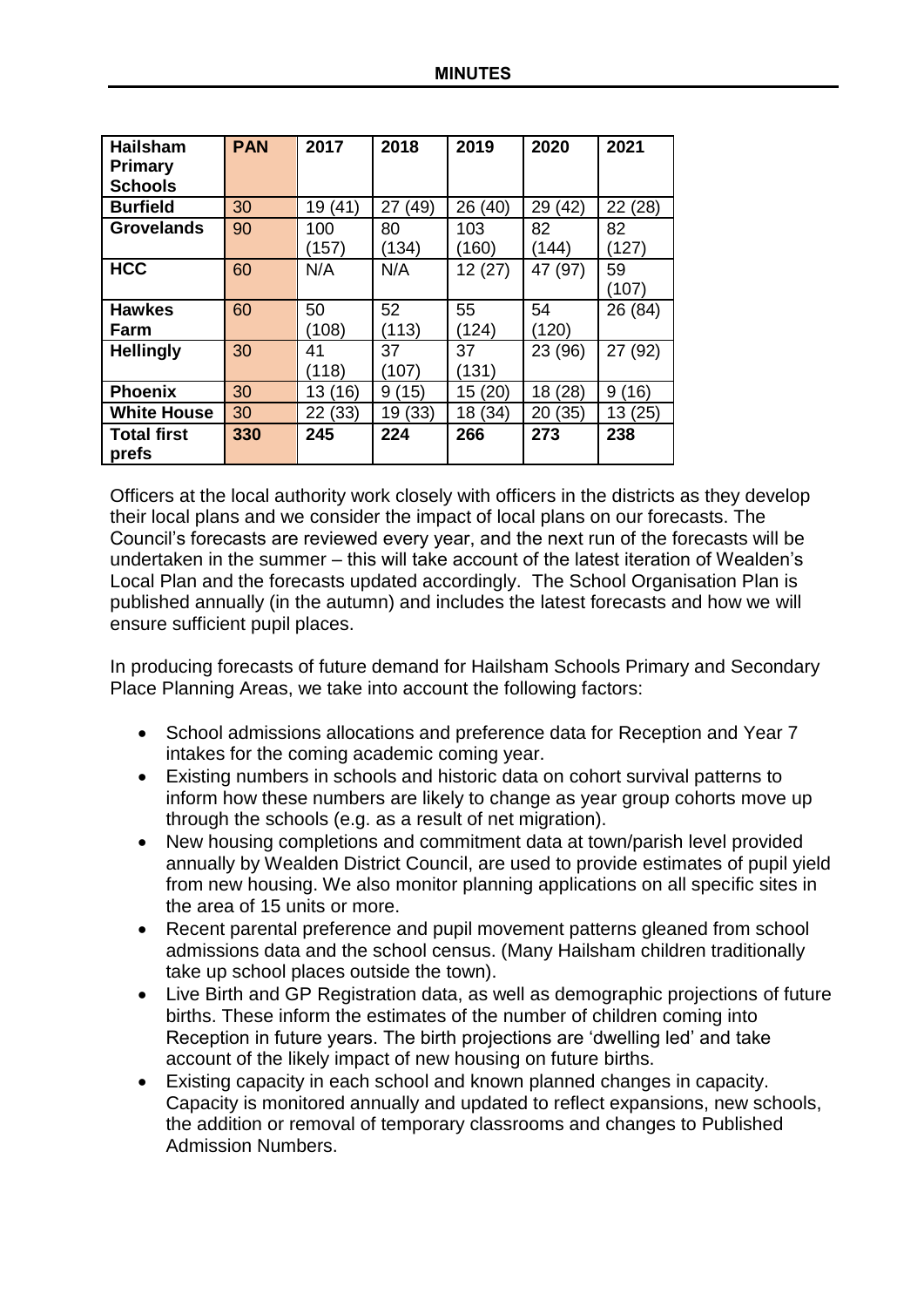| Hailsham Primary Schools | PAN | 2017 | 2018 | 2019 | 2020 | 2021 |
|---|---|---|---|---|---|---|
| Burfield | 30 | 19 (41) | 27 (49) | 26 (40) | 29 (42) | 22 (28) |
| Grovelands | 90 | 100 (157) | 80 (134) | 103 (160) | 82 (144) | 82 (127) |
| HCC | 60 | N/A | N/A | 12 (27) | 47 (97) | 59 (107) |
| Hawkes Farm | 60 | 50 (108) | 52 (113) | 55 (124) | 54 (120) | 26 (84) |
| Hellingly | 30 | 41 (118) | 37 (107) | 37 (131) | 23 (96) | 27 (92) |
| Phoenix | 30 | 13 (16) | 9 (15) | 15 (20) | 18 (28) | 9 (16) |
| White House | 30 | 22 (33) | 19 (33) | 18 (34) | 20 (35) | 13 (25) |
| **Total first prefs** | **330** | **245** | **224** | **266** | **273** | **238** |

Officers at the local authority work closely with officers in the districts as they develop their local plans and we consider the impact of local plans on our forecasts. The Council's forecasts are reviewed every year, and the next run of the forecasts will be undertaken in the summer – this will take account of the latest iteration of Wealden's Local Plan and the forecasts updated accordingly. The School Organisation Plan is published annually (in the autumn) and includes the latest forecasts and how we will ensure sufficient pupil places.

In producing forecasts of future demand for Hailsham Schools Primary and Secondary Place Planning Areas, we take into account the following factors:

- School admissions allocations and preference data for Reception and Year 7 intakes for the coming academic coming year.
- Existing numbers in schools and historic data on cohort survival patterns to inform how these numbers are likely to change as year group cohorts move up through the schools (e.g. as a result of net migration).
- New housing completions and commitment data at town/parish level provided annually by Wealden District Council, are used to provide estimates of pupil yield from new housing. We also monitor planning applications on all specific sites in the area of 15 units or more.
- Recent parental preference and pupil movement patterns gleaned from school admissions data and the school census. (Many Hailsham children traditionally take up school places outside the town).
- Live Birth and GP Registration data, as well as demographic projections of future births. These inform the estimates of the number of children coming into Reception in future years. The birth projections are 'dwelling led' and take account of the likely impact of new housing on future births.
- Existing capacity in each school and known planned changes in capacity. Capacity is monitored annually and updated to reflect expansions, new schools, the addition or removal of temporary classrooms and changes to Published Admission Numbers.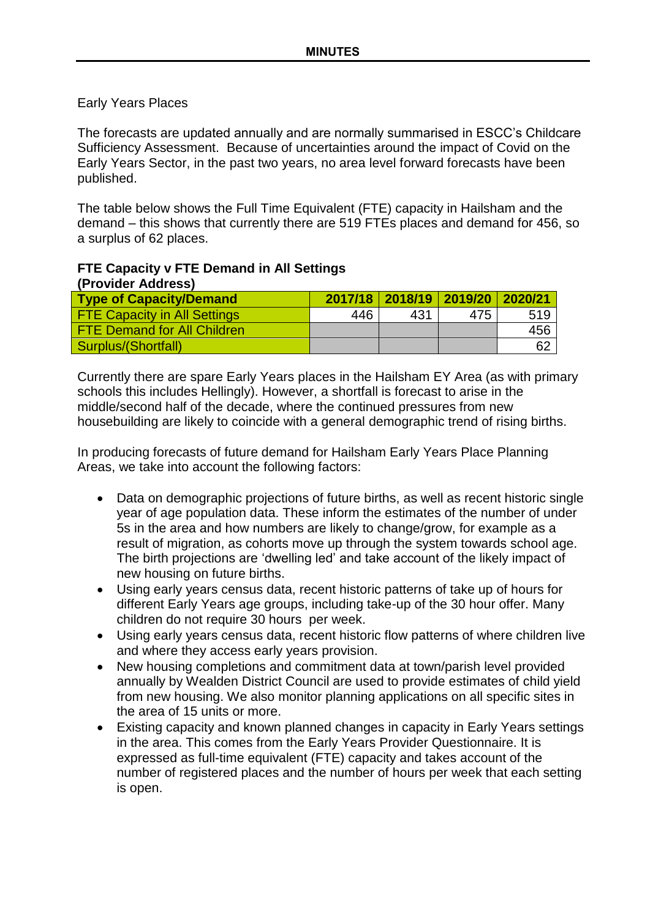Early Years Places

The forecasts are updated annually and are normally summarised in ESCC's Childcare Sufficiency Assessment. Because of uncertainties around the impact of Covid on the Early Years Sector, in the past two years, no area level forward forecasts have been published.

The table below shows the Full Time Equivalent (FTE) capacity in Hailsham and the demand – this shows that currently there are 519 FTEs places and demand for 456, so a surplus of 62 places.

**FTE Capacity v FTE Demand in All Settings (Provider Address)**

| Type of Capacity/Demand | 2017/18 | 2018/19 | 2019/20 | 2020/21 |
|---|---|---|---|---|
| FTE Capacity in All Settings | 446 | 431 | 475 | 519 |
| FTE Demand for All Children | | | | 456 |
| Surplus/(Shortfall) | | | | 62 |

Currently there are spare Early Years places in the Hailsham EY Area (as with primary schools this includes Hellingly). However, a shortfall is forecast to arise in the middle/second half of the decade, where the continued pressures from new housebuilding are likely to coincide with a general demographic trend of rising births.

In producing forecasts of future demand for Hailsham Early Years Place Planning Areas, we take into account the following factors:

- Data on demographic projections of future births, as well as recent historic single year of age population data. These inform the estimates of the number of under 5s in the area and how numbers are likely to change/grow, for example as a result of migration, as cohorts move up through the system towards school age. The birth projections are 'dwelling led' and take account of the likely impact of new housing on future births.
- Using early years census data, recent historic patterns of take up of hours for different Early Years age groups, including take-up of the 30 hour offer. Many children do not require 30 hours per week.
- Using early years census data, recent historic flow patterns of where children live and where they access early years provision.
- New housing completions and commitment data at town/parish level provided annually by Wealden District Council are used to provide estimates of child yield from new housing. We also monitor planning applications on all specific sites in the area of 15 units or more.
- Existing capacity and known planned changes in capacity in Early Years settings in the area. This comes from the Early Years Provider Questionnaire. It is expressed as full-time equivalent (FTE) capacity and takes account of the number of registered places and the number of hours per week that each setting is open.